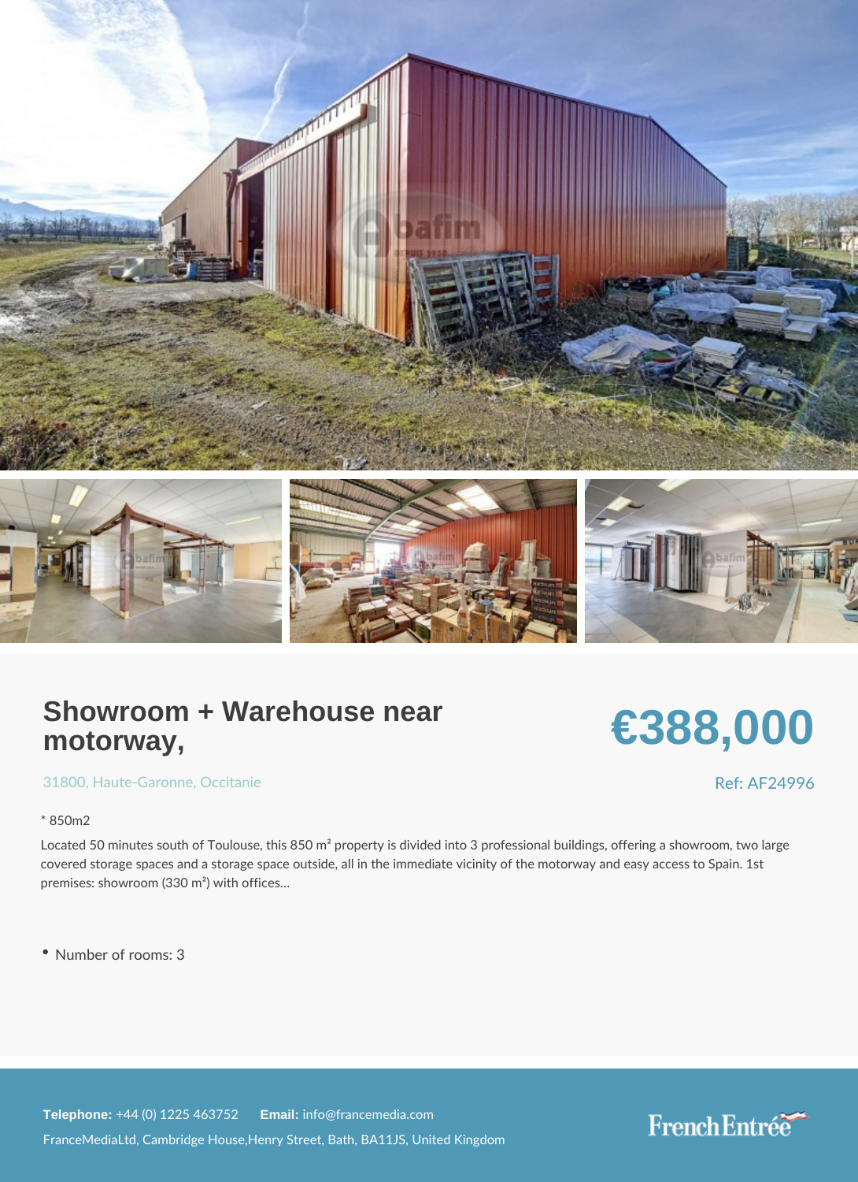# Showroom + Warehouse near motorway,

**€388,000**

31800, Haute-Garonne, Occitanie

Ref: AF24996

* 850m2

Located 50 minutes south of Toulouse, this 850 m² property is divided into 3 professional buildings, offering a showroom, two large covered storage spaces and a storage space outside, all in the immediate vicinity of the motorway and easy access to Spain. 1st premises: showroom (330 m²) with offices...

- Number of rooms: 3

**Telephone:** +44 (0) 1225 463752 **Email:** info@francemedia.com

FranceMediaLtd, Cambridge House,Henry Street, Bath, BA11JS, United Kingdom

FrenchEntrée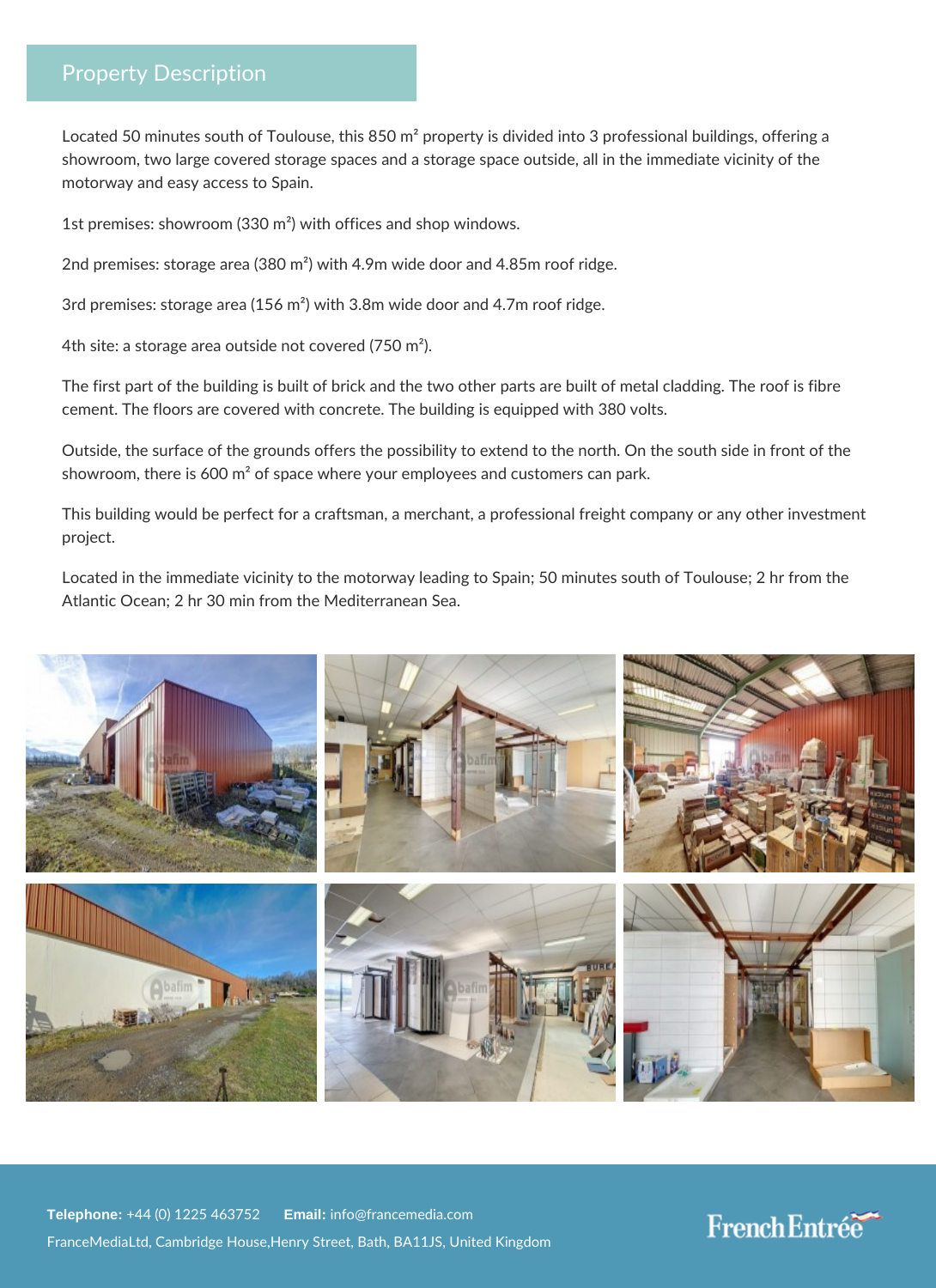## Property Description

Located 50 minutes south of Toulouse, this 850 m² property is divided into 3 professional buildings, offering a showroom, two large covered storage spaces and a storage space outside, all in the immediate vicinity of the motorway and easy access to Spain.

1st premises: showroom (330 m²) with offices and shop windows.

2nd premises: storage area (380 m²) with 4.9m wide door and 4.85m roof ridge.

3rd premises: storage area (156 m²) with 3.8m wide door and 4.7m roof ridge.

4th site: a storage area outside not covered (750 m²).

The first part of the building is built of brick and the two other parts are built of metal cladding. The roof is fibre cement. The floors are covered with concrete. The building is equipped with 380 volts.

Outside, the surface of the grounds offers the possibility to extend to the north. On the south side in front of the showroom, there is 600 m² of space where your employees and customers can park.

This building would be perfect for a craftsman, a merchant, a professional freight company or any other investment project.

Located in the immediate vicinity to the motorway leading to Spain; 50 minutes south of Toulouse; 2 hr from the Atlantic Ocean; 2 hr 30 min from the Mediterranean Sea.

**Telephone:** +44 (0) 1225 463752 **Email:** info@francemedia.com
FranceMediaLtd, Cambridge House,Henry Street, Bath, BA11JS, United Kingdom

FrenchEntrée